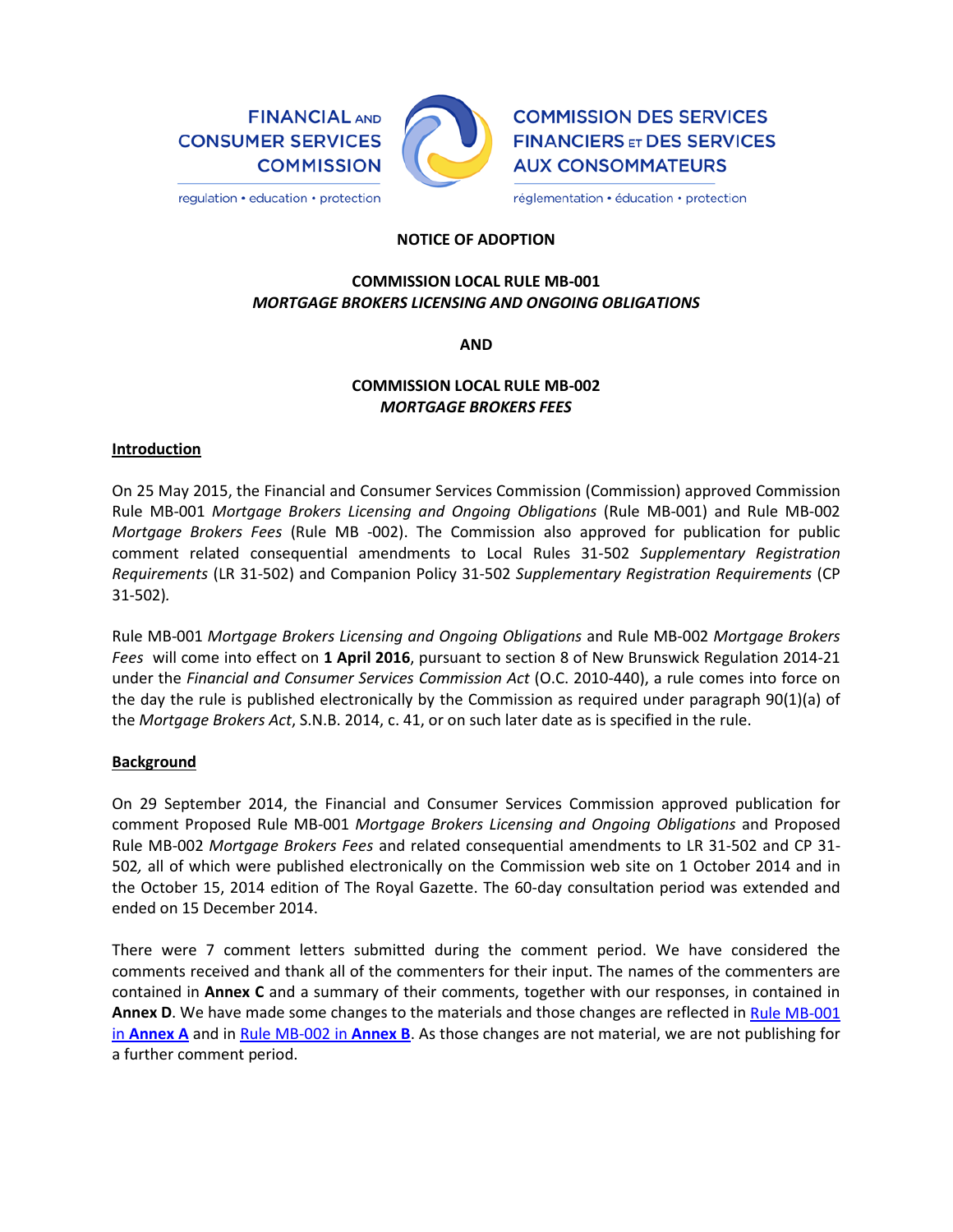FINANCIAL AND CONSUMER SERVICES COMMISSION

regulation • education • protection

COMMISSION DES SERVICES FINANCIERS ET DES SERVICES AUX CONSOMMATEURS

réglementation • éducation • protection

**NOTICE OF ADOPTION**

**COMMISSION LOCAL RULE MB-001**
***MORTGAGE BROKERS LICENSING AND ONGOING OBLIGATIONS***

**AND**

**COMMISSION LOCAL RULE MB-002**
***MORTGAGE BROKERS FEES***

**Introduction**

On 25 May 2015, the Financial and Consumer Services Commission (Commission) approved Commission Rule MB-001 *Mortgage Brokers Licensing and Ongoing Obligations* (Rule MB-001) and Rule MB-002 *Mortgage Brokers Fees* (Rule MB -002). The Commission also approved for publication for public comment related consequential amendments to Local Rules 31-502 *Supplementary Registration Requirements* (LR 31-502) and Companion Policy 31-502 *Supplementary Registration Requirements* (CP 31-502).

Rule MB-001 *Mortgage Brokers Licensing and Ongoing Obligations* and Rule MB-002 *Mortgage Brokers Fees* will come into effect on **1 April 2016**, pursuant to section 8 of New Brunswick Regulation 2014-21 under the *Financial and Consumer Services Commission Act* (O.C. 2010-440), a rule comes into force on the day the rule is published electronically by the Commission as required under paragraph 90(1)(a) of the *Mortgage Brokers Act*, S.N.B. 2014, c. 41, or on such later date as is specified in the rule.

**Background**

On 29 September 2014, the Financial and Consumer Services Commission approved publication for comment Proposed Rule MB-001 *Mortgage Brokers Licensing and Ongoing Obligations* and Proposed Rule MB-002 *Mortgage Brokers Fees* and related consequential amendments to LR 31-502 and CP 31-502*,* all of which were published electronically on the Commission web site on 1 October 2014 and in the October 15, 2014 edition of The Royal Gazette. The 60-day consultation period was extended and ended on 15 December 2014.

There were 7 comment letters submitted during the comment period. We have considered the comments received and thank all of the commenters for their input. The names of the commenters are contained in **Annex C** and a summary of their comments, together with our responses, in contained in **Annex D**. We have made some changes to the materials and those changes are reflected in Rule MB-001 in **Annex A** and in Rule MB-002 in **Annex B**. As those changes are not material, we are not publishing for a further comment period.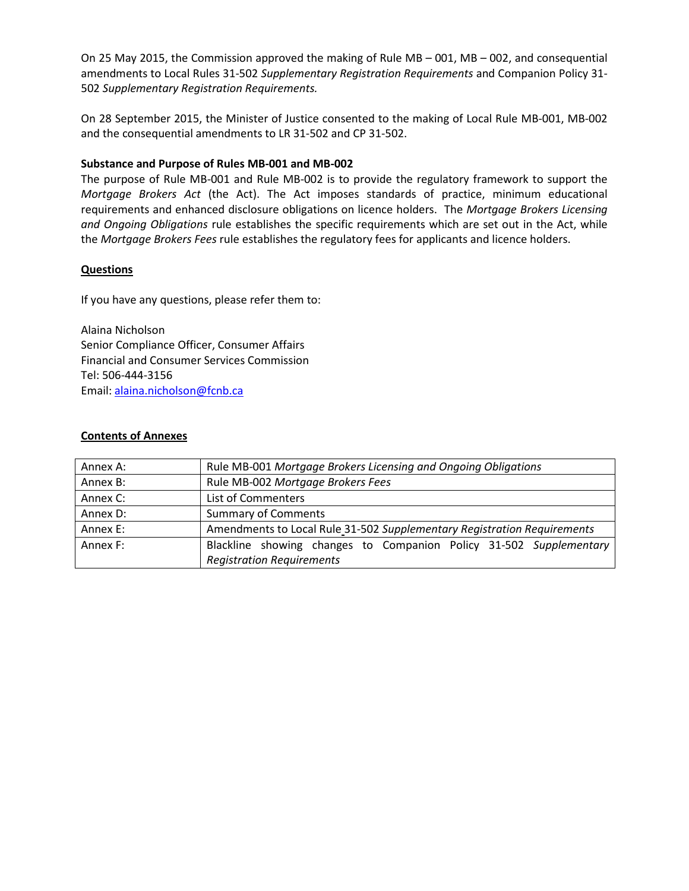On 25 May 2015, the Commission approved the making of Rule MB – 001, MB – 002, and consequential amendments to Local Rules 31-502 *Supplementary Registration Requirements* and Companion Policy 31-502 *Supplementary Registration Requirements.*

On 28 September 2015, the Minister of Justice consented to the making of Local Rule MB-001, MB-002 and the consequential amendments to LR 31-502 and CP 31-502.

**Substance and Purpose of Rules MB-001 and MB-002**

The purpose of Rule MB-001 and Rule MB-002 is to provide the regulatory framework to support the *Mortgage Brokers Act* (the Act). The Act imposes standards of practice, minimum educational requirements and enhanced disclosure obligations on licence holders. The *Mortgage Brokers Licensing and Ongoing Obligations* rule establishes the specific requirements which are set out in the Act, while the *Mortgage Brokers Fees* rule establishes the regulatory fees for applicants and licence holders.

**Questions**

If you have any questions, please refer them to:

Alaina Nicholson
Senior Compliance Officer, Consumer Affairs
Financial and Consumer Services Commission
Tel: 506-444-3156
Email: alaina.nicholson@fcnb.ca

**Contents of Annexes**

| | |
|---|---|
| Annex A: | Rule MB-001 *Mortgage Brokers Licensing and Ongoing Obligations* |
| Annex B: | Rule MB-002 *Mortgage Brokers Fees* |
| Annex C: | List of Commenters |
| Annex D: | Summary of Comments |
| Annex E: | Amendments to Local Rule 31-502 *Supplementary Registration Requirements* |
| Annex F: | Blackline showing changes to Companion Policy 31-502 *Supplementary Registration Requirements* |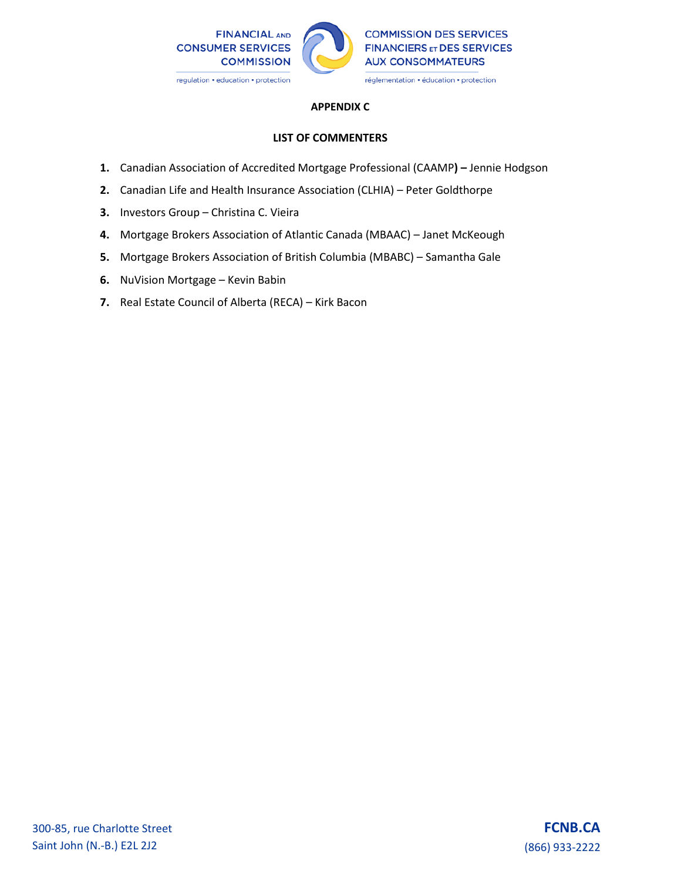**APPENDIX C**

**LIST OF COMMENTERS**

1. Canadian Association of Accredited Mortgage Professional (CAAMP**) –** Jennie Hodgson
2. Canadian Life and Health Insurance Association (CLHIA) – Peter Goldthorpe
3. Investors Group – Christina C. Vieira
4. Mortgage Brokers Association of Atlantic Canada (MBAAC) – Janet McKeough
5. Mortgage Brokers Association of British Columbia (MBABC) – Samantha Gale
6. NuVision Mortgage – Kevin Babin
7. Real Estate Council of Alberta (RECA) – Kirk Bacon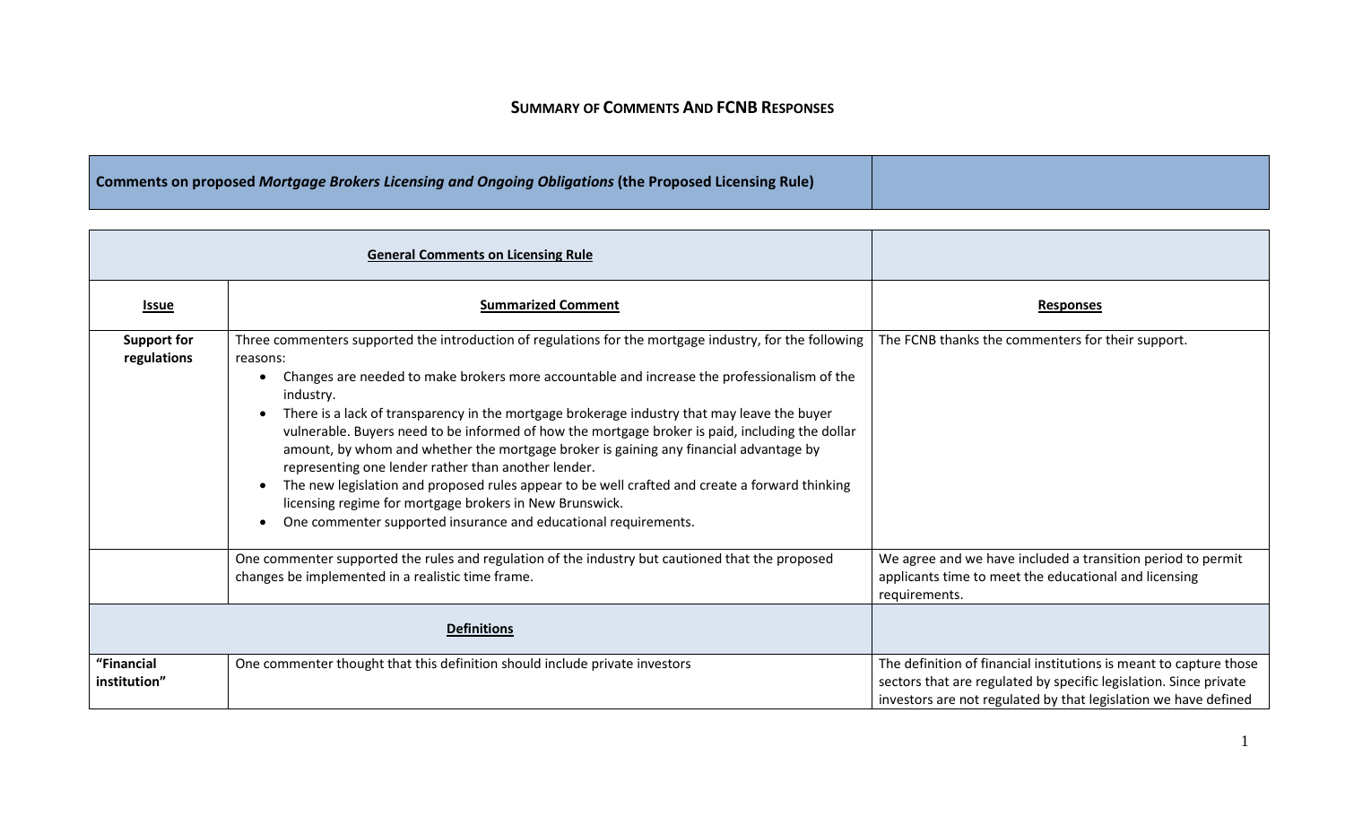## SUMMARY OF COMMENTS AND FCNB RESPONSES

| **Comments on proposed *Mortgage Brokers Licensing and Ongoing Obligations* (the Proposed Licensing Rule)** | |
|---|---|

| **General Comments on Licensing Rule** | | |
|---|---|---|
| **Issue** | **Summarized Comment** | **Responses** |
| **Support for regulations** | Three commenters supported the introduction of regulations for the mortgage industry, for the following reasons:<br>• Changes are needed to make brokers more accountable and increase the professionalism of the industry.<br>• There is a lack of transparency in the mortgage brokerage industry that may leave the buyer vulnerable. Buyers need to be informed of how the mortgage broker is paid, including the dollar amount, by whom and whether the mortgage broker is gaining any financial advantage by representing one lender rather than another lender.<br>• The new legislation and proposed rules appear to be well crafted and create a forward thinking licensing regime for mortgage brokers in New Brunswick.<br>• One commenter supported insurance and educational requirements. | The FCNB thanks the commenters for their support. |
| | One commenter supported the rules and regulation of the industry but cautioned that the proposed changes be implemented in a realistic time frame. | We agree and we have included a transition period to permit applicants time to meet the educational and licensing requirements. |
| **Definitions** | | |
| **"Financial institution"** | One commenter thought that this definition should include private investors | The definition of financial institutions is meant to capture those sectors that are regulated by specific legislation. Since private investors are not regulated by that legislation we have defined |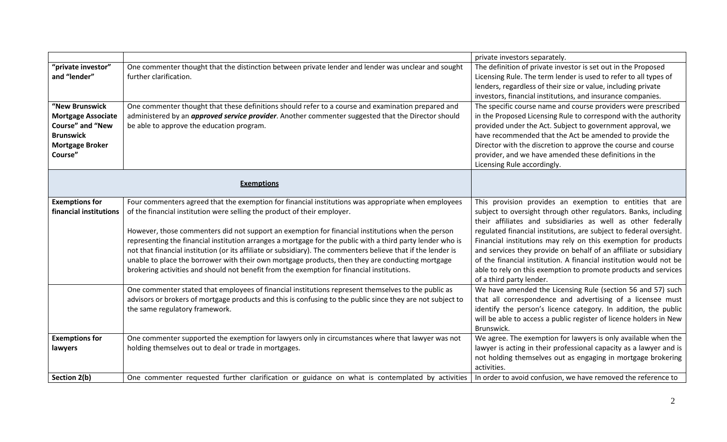| | | |
|---|---|---|
| | | private investors separately. |
| **"private investor" and "lender"** | One commenter thought that the distinction between private lender and lender was unclear and sought further clarification. | The definition of private investor is set out in the Proposed Licensing Rule. The term lender is used to refer to all types of lenders, regardless of their size or value, including private investors, financial institutions, and insurance companies. |
| **"New Brunswick Mortgage Associate Course" and "New Brunswick Mortgage Broker Course"** | One commenter thought that these definitions should refer to a course and examination prepared and administered by an ***approved service provider***. Another commenter suggested that the Director should be able to approve the education program. | The specific course name and course providers were prescribed in the Proposed Licensing Rule to correspond with the authority provided under the Act. Subject to government approval, we have recommended that the Act be amended to provide the Director with the discretion to approve the course and course provider, and we have amended these definitions in the Licensing Rule accordingly. |
| **<u>Exemptions</u>** | | |
| **Exemptions for financial institutions** | Four commenters agreed that the exemption for financial institutions was appropriate when employees of the financial institution were selling the product of their employer.<br><br>However, those commenters did not support an exemption for financial institutions when the person representing the financial institution arranges a mortgage for the public with a third party lender who is not that financial institution (or its affiliate or subsidiary). The commenters believe that if the lender is unable to place the borrower with their own mortgage products, then they are conducting mortgage brokering activities and should not benefit from the exemption for financial institutions. | This provision provides an exemption to entities that are subject to oversight through other regulators. Banks, including their affiliates and subsidiaries as well as other federally regulated financial institutions, are subject to federal oversight. Financial institutions may rely on this exemption for products and services they provide on behalf of an affiliate or subsidiary of the financial institution. A financial institution would not be able to rely on this exemption to promote products and services of a third party lender. |
| | One commenter stated that employees of financial institutions represent themselves to the public as advisors or brokers of mortgage products and this is confusing to the public since they are not subject to the same regulatory framework. | We have amended the Licensing Rule (section 56 and 57) such that all correspondence and advertising of a licensee must identify the person's licence category. In addition, the public will be able to access a public register of licence holders in New Brunswick. |
| **Exemptions for lawyers** | One commenter supported the exemption for lawyers only in circumstances where that lawyer was not holding themselves out to deal or trade in mortgages. | We agree. The exemption for lawyers is only available when the lawyer is acting in their professional capacity as a lawyer and is not holding themselves out as engaging in mortgage brokering activities. |
| **Section 2(b)** | One commenter requested further clarification or guidance on what is contemplated by activities | In order to avoid confusion, we have removed the reference to |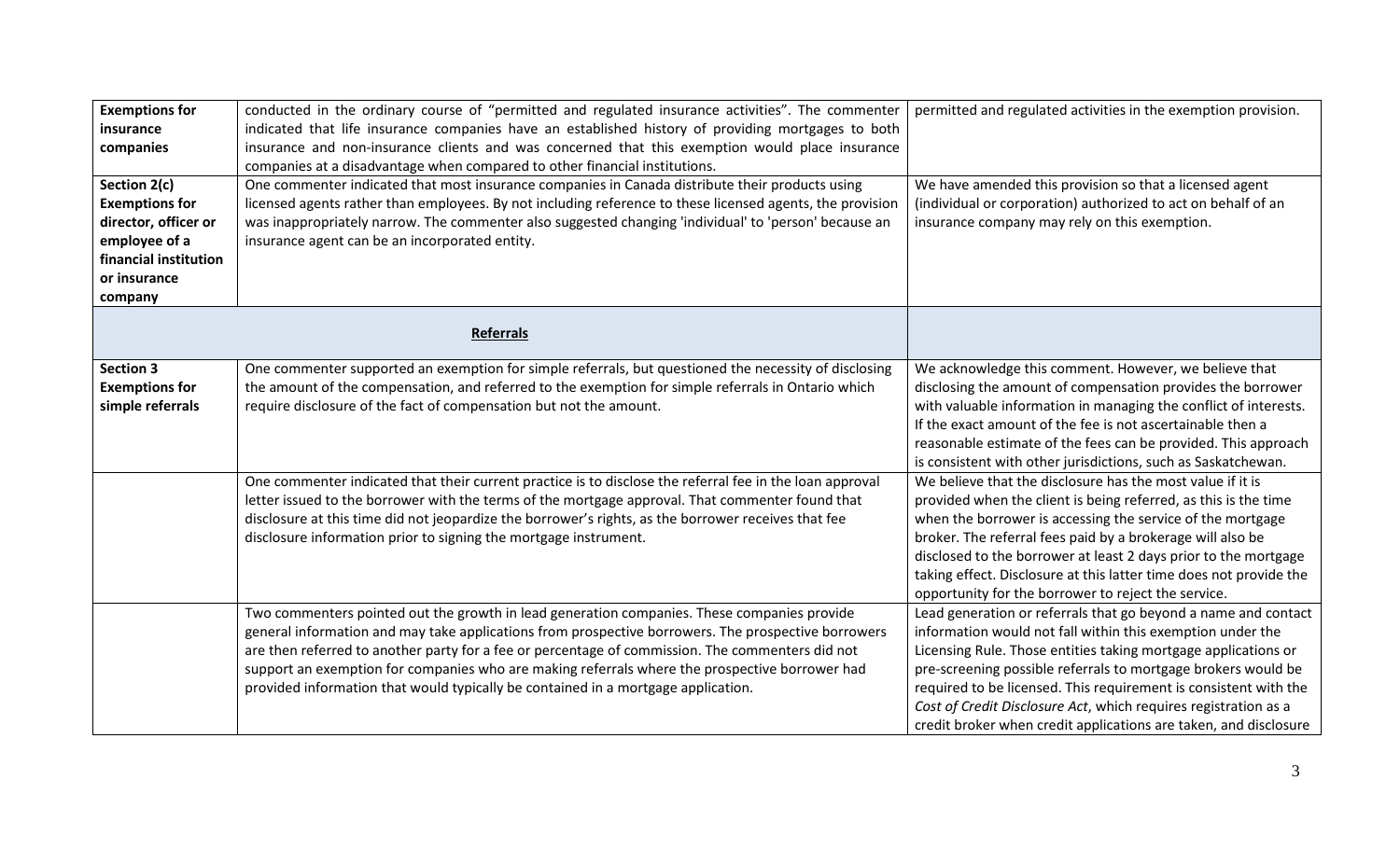| | | |
|---|---|---|
| **Exemptions for insurance companies** | conducted in the ordinary course of "permitted and regulated insurance activities". The commenter indicated that life insurance companies have an established history of providing mortgages to both insurance and non-insurance clients and was concerned that this exemption would place insurance companies at a disadvantage when compared to other financial institutions. | permitted and regulated activities in the exemption provision. |
| **Section 2(c) Exemptions for director, officer or employee of a financial institution or insurance company** | One commenter indicated that most insurance companies in Canada distribute their products using licensed agents rather than employees. By not including reference to these licensed agents, the provision was inappropriately narrow. The commenter also suggested changing 'individual' to 'person' because an insurance agent can be an incorporated entity. | We have amended this provision so that a licensed agent (individual or corporation) authorized to act on behalf of an insurance company may rely on this exemption. |
| **Referrals** | | |
| **Section 3 Exemptions for simple referrals** | One commenter supported an exemption for simple referrals, but questioned the necessity of disclosing the amount of the compensation, and referred to the exemption for simple referrals in Ontario which require disclosure of the fact of compensation but not the amount. | We acknowledge this comment. However, we believe that disclosing the amount of compensation provides the borrower with valuable information in managing the conflict of interests. If the exact amount of the fee is not ascertainable then a reasonable estimate of the fees can be provided. This approach is consistent with other jurisdictions, such as Saskatchewan. |
| | One commenter indicated that their current practice is to disclose the referral fee in the loan approval letter issued to the borrower with the terms of the mortgage approval. That commenter found that disclosure at this time did not jeopardize the borrower's rights, as the borrower receives that fee disclosure information prior to signing the mortgage instrument. | We believe that the disclosure has the most value if it is provided when the client is being referred, as this is the time when the borrower is accessing the service of the mortgage broker. The referral fees paid by a brokerage will also be disclosed to the borrower at least 2 days prior to the mortgage taking effect. Disclosure at this latter time does not provide the opportunity for the borrower to reject the service. |
| | Two commenters pointed out the growth in lead generation companies. These companies provide general information and may take applications from prospective borrowers. The prospective borrowers are then referred to another party for a fee or percentage of commission. The commenters did not support an exemption for companies who are making referrals where the prospective borrower had provided information that would typically be contained in a mortgage application. | Lead generation or referrals that go beyond a name and contact information would not fall within this exemption under the Licensing Rule. Those entities taking mortgage applications or pre-screening possible referrals to mortgage brokers would be required to be licensed. This requirement is consistent with the *Cost of Credit Disclosure Act*, which requires registration as a credit broker when credit applications are taken, and disclosure |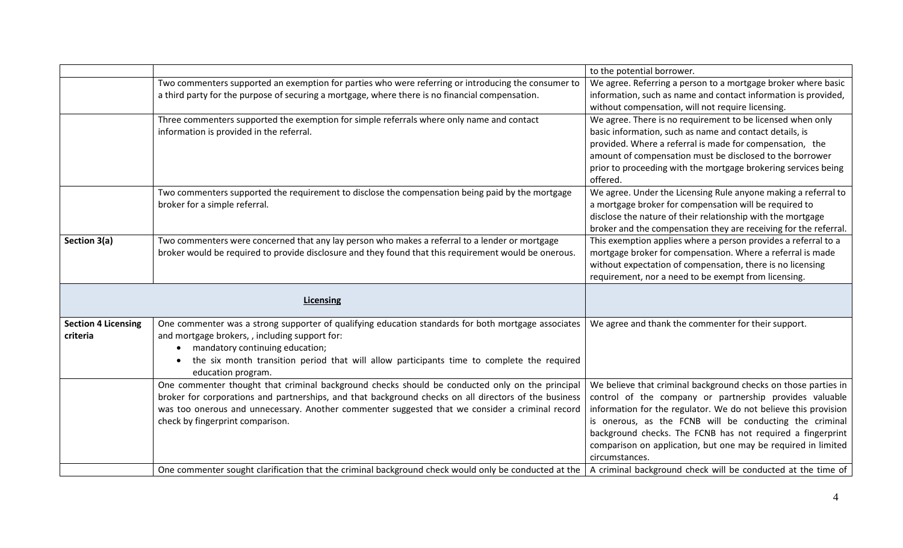| | | |
|---|---|---|
| | | to the potential borrower. |
| | Two commenters supported an exemption for parties who were referring or introducing the consumer to a third party for the purpose of securing a mortgage, where there is no financial compensation. | We agree. Referring a person to a mortgage broker where basic information, such as name and contact information is provided, without compensation, will not require licensing. |
| | Three commenters supported the exemption for simple referrals where only name and contact information is provided in the referral. | We agree. There is no requirement to be licensed when only basic information, such as name and contact details, is provided. Where a referral is made for compensation, the amount of compensation must be disclosed to the borrower prior to proceeding with the mortgage brokering services being offered. |
| | Two commenters supported the requirement to disclose the compensation being paid by the mortgage broker for a simple referral. | We agree. Under the Licensing Rule anyone making a referral to a mortgage broker for compensation will be required to disclose the nature of their relationship with the mortgage broker and the compensation they are receiving for the referral. |
| **Section 3(a)** | Two commenters were concerned that any lay person who makes a referral to a lender or mortgage broker would be required to provide disclosure and they found that this requirement would be onerous. | This exemption applies where a person provides a referral to a mortgage broker for compensation. Where a referral is made without expectation of compensation, there is no licensing requirement, nor a need to be exempt from licensing. |
| | **Licensing** | |
| **Section 4 Licensing criteria** | One commenter was a strong supporter of qualifying education standards for both mortgage associates and mortgage brokers, , including support for:<br>• mandatory continuing education;<br>• the six month transition period that will allow participants time to complete the required education program. | We agree and thank the commenter for their support. |
| | One commenter thought that criminal background checks should be conducted only on the principal broker for corporations and partnerships, and that background checks on all directors of the business was too onerous and unnecessary. Another commenter suggested that we consider a criminal record check by fingerprint comparison. | We believe that criminal background checks on those parties in control of the company or partnership provides valuable information for the regulator. We do not believe this provision is onerous, as the FCNB will be conducting the criminal background checks. The FCNB has not required a fingerprint comparison on application, but one may be required in limited circumstances. |
| | One commenter sought clarification that the criminal background check would only be conducted at the | A criminal background check will be conducted at the time of |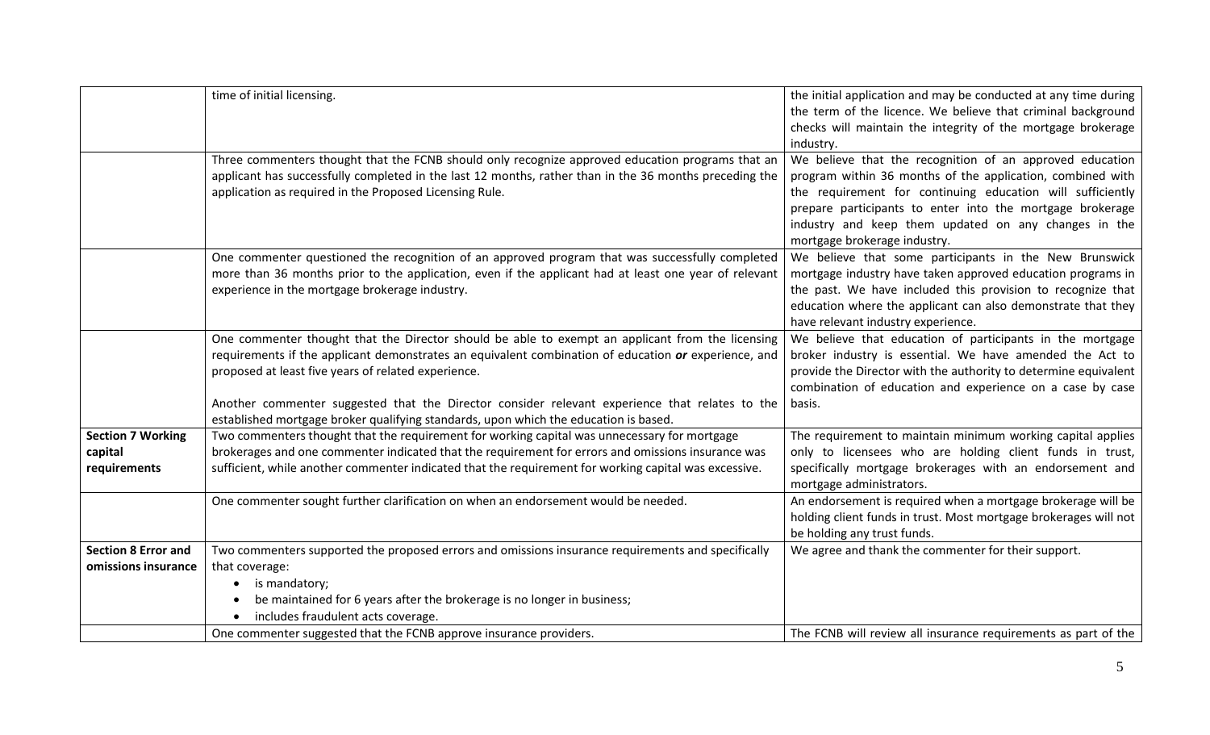| | | |
|---|---|---|
| | time of initial licensing. | the initial application and may be conducted at any time during the term of the licence. We believe that criminal background checks will maintain the integrity of the mortgage brokerage industry. |
| | Three commenters thought that the FCNB should only recognize approved education programs that an applicant has successfully completed in the last 12 months, rather than in the 36 months preceding the application as required in the Proposed Licensing Rule. | We believe that the recognition of an approved education program within 36 months of the application, combined with the requirement for continuing education will sufficiently prepare participants to enter into the mortgage brokerage industry and keep them updated on any changes in the mortgage brokerage industry. |
| | One commenter questioned the recognition of an approved program that was successfully completed more than 36 months prior to the application, even if the applicant had at least one year of relevant experience in the mortgage brokerage industry. | We believe that some participants in the New Brunswick mortgage industry have taken approved education programs in the past. We have included this provision to recognize that education where the applicant can also demonstrate that they have relevant industry experience. |
| | One commenter thought that the Director should be able to exempt an applicant from the licensing requirements if the applicant demonstrates an equivalent combination of education ***or*** experience, and proposed at least five years of related experience.<br><br>Another commenter suggested that the Director consider relevant experience that relates to the established mortgage broker qualifying standards, upon which the education is based. | We believe that education of participants in the mortgage broker industry is essential. We have amended the Act to provide the Director with the authority to determine equivalent combination of education and experience on a case by case basis. |
| **Section 7 Working capital requirements** | Two commenters thought that the requirement for working capital was unnecessary for mortgage brokerages and one commenter indicated that the requirement for errors and omissions insurance was sufficient, while another commenter indicated that the requirement for working capital was excessive. | The requirement to maintain minimum working capital applies only to licensees who are holding client funds in trust, specifically mortgage brokerages with an endorsement and mortgage administrators. |
| | One commenter sought further clarification on when an endorsement would be needed. | An endorsement is required when a mortgage brokerage will be holding client funds in trust. Most mortgage brokerages will not be holding any trust funds. |
| **Section 8 Error and omissions insurance** | Two commenters supported the proposed errors and omissions insurance requirements and specifically that coverage:<br>• is mandatory;<br>• be maintained for 6 years after the brokerage is no longer in business;<br>• includes fraudulent acts coverage. | We agree and thank the commenter for their support. |
| | One commenter suggested that the FCNB approve insurance providers. | The FCNB will review all insurance requirements as part of the |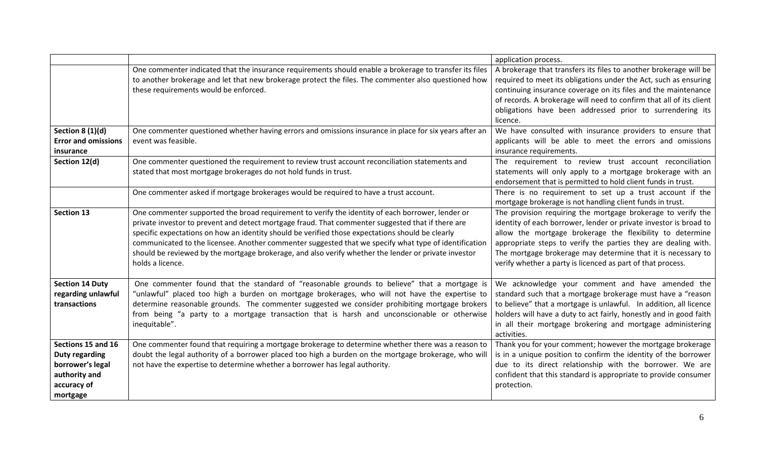| | | |
|---|---|---|
| | | application process. |
| | One commenter indicated that the insurance requirements should enable a brokerage to transfer its files to another brokerage and let that new brokerage protect the files. The commenter also questioned how these requirements would be enforced. | A brokerage that transfers its files to another brokerage will be required to meet its obligations under the Act, such as ensuring continuing insurance coverage on its files and the maintenance of records. A brokerage will need to confirm that all of its client obligations have been addressed prior to surrendering its licence. |
| **Section 8 (1)(d) Error and omissions insurance** | One commenter questioned whether having errors and omissions insurance in place for six years after an event was feasible. | We have consulted with insurance providers to ensure that applicants will be able to meet the errors and omissions insurance requirements. |
| **Section 12(d)** | One commenter questioned the requirement to review trust account reconciliation statements and stated that most mortgage brokerages do not hold funds in trust. | The requirement to review trust account reconciliation statements will only apply to a mortgage brokerage with an endorsement that is permitted to hold client funds in trust. |
| | One commenter asked if mortgage brokerages would be required to have a trust account. | There is no requirement to set up a trust account if the mortgage brokerage is not handling client funds in trust. |
| **Section 13** | One commenter supported the broad requirement to verify the identity of each borrower, lender or private investor to prevent and detect mortgage fraud. That commenter suggested that if there are specific expectations on how an identity should be verified those expectations should be clearly communicated to the licensee. Another commenter suggested that we specify what type of identification should be reviewed by the mortgage brokerage, and also verify whether the lender or private investor holds a licence. | The provision requiring the mortgage brokerage to verify the identity of each borrower, lender or private investor is broad to allow the mortgage brokerage the flexibility to determine appropriate steps to verify the parties they are dealing with. The mortgage brokerage may determine that it is necessary to verify whether a party is licenced as part of that process. |
| **Section 14 Duty regarding unlawful transactions** | One commenter found that the standard of "reasonable grounds to believe" that a mortgage is "unlawful" placed too high a burden on mortgage brokerages, who will not have the expertise to determine reasonable grounds. The commenter suggested we consider prohibiting mortgage brokers from being "a party to a mortgage transaction that is harsh and unconscionable or otherwise inequitable". | We acknowledge your comment and have amended the standard such that a mortgage brokerage must have a "reason to believe" that a mortgage is unlawful. In addition, all licence holders will have a duty to act fairly, honestly and in good faith in all their mortgage brokering and mortgage administering activities. |
| **Sections 15 and 16 Duty regarding borrower's legal authority and accuracy of mortgage** | One commenter found that requiring a mortgage brokerage to determine whether there was a reason to doubt the legal authority of a borrower placed too high a burden on the mortgage brokerage, who will not have the expertise to determine whether a borrower has legal authority. | Thank you for your comment; however the mortgage brokerage is in a unique position to confirm the identity of the borrower due to its direct relationship with the borrower. We are confident that this standard is appropriate to provide consumer protection. |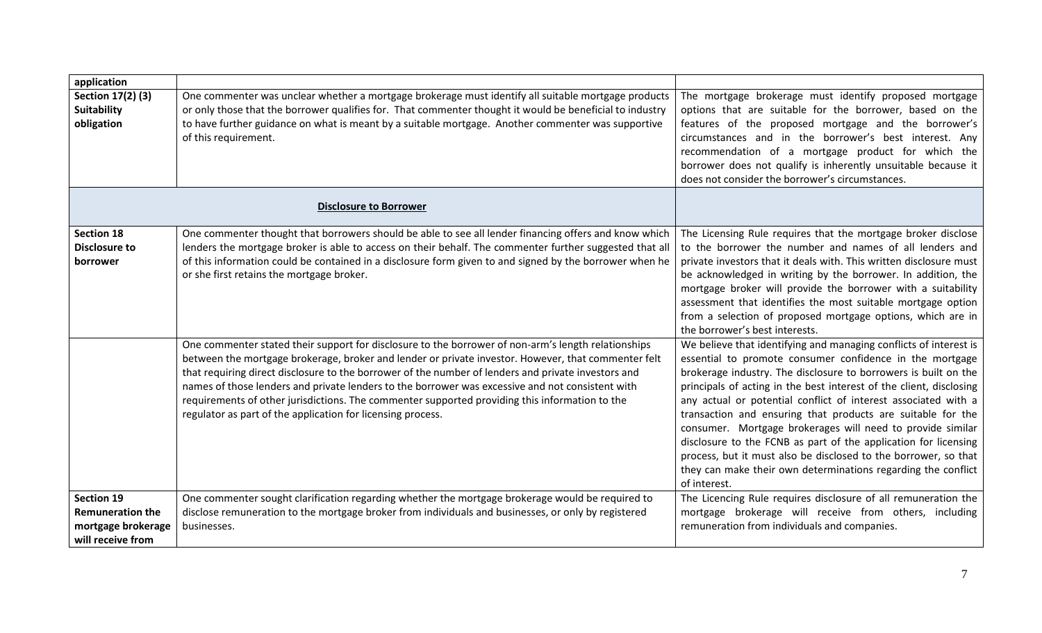| application | | |
|---|---|---|
| **Section 17(2) (3) Suitability obligation** | One commenter was unclear whether a mortgage brokerage must identify all suitable mortgage products or only those that the borrower qualifies for. That commenter thought it would be beneficial to industry to have further guidance on what is meant by a suitable mortgage. Another commenter was supportive of this requirement. | The mortgage brokerage must identify proposed mortgage options that are suitable for the borrower, based on the features of the proposed mortgage and the borrower's circumstances and in the borrower's best interest. Any recommendation of a mortgage product for which the borrower does not qualify is inherently unsuitable because it does not consider the borrower's circumstances. |
| | **Disclosure to Borrower** | |
| **Section 18 Disclosure to borrower** | One commenter thought that borrowers should be able to see all lender financing offers and know which lenders the mortgage broker is able to access on their behalf. The commenter further suggested that all of this information could be contained in a disclosure form given to and signed by the borrower when he or she first retains the mortgage broker. | The Licensing Rule requires that the mortgage broker disclose to the borrower the number and names of all lenders and private investors that it deals with. This written disclosure must be acknowledged in writing by the borrower. In addition, the mortgage broker will provide the borrower with a suitability assessment that identifies the most suitable mortgage option from a selection of proposed mortgage options, which are in the borrower's best interests. |
| | One commenter stated their support for disclosure to the borrower of non-arm's length relationships between the mortgage brokerage, broker and lender or private investor. However, that commenter felt that requiring direct disclosure to the borrower of the number of lenders and private investors and names of those lenders and private lenders to the borrower was excessive and not consistent with requirements of other jurisdictions. The commenter supported providing this information to the regulator as part of the application for licensing process. | We believe that identifying and managing conflicts of interest is essential to promote consumer confidence in the mortgage brokerage industry. The disclosure to borrowers is built on the principals of acting in the best interest of the client, disclosing any actual or potential conflict of interest associated with a transaction and ensuring that products are suitable for the consumer. Mortgage brokerages will need to provide similar disclosure to the FCNB as part of the application for licensing process, but it must also be disclosed to the borrower, so that they can make their own determinations regarding the conflict of interest. |
| **Section 19 Remuneration the mortgage brokerage will receive from** | One commenter sought clarification regarding whether the mortgage brokerage would be required to disclose remuneration to the mortgage broker from individuals and businesses, or only by registered businesses. | The Licencing Rule requires disclosure of all remuneration the mortgage brokerage will receive from others, including remuneration from individuals and companies. |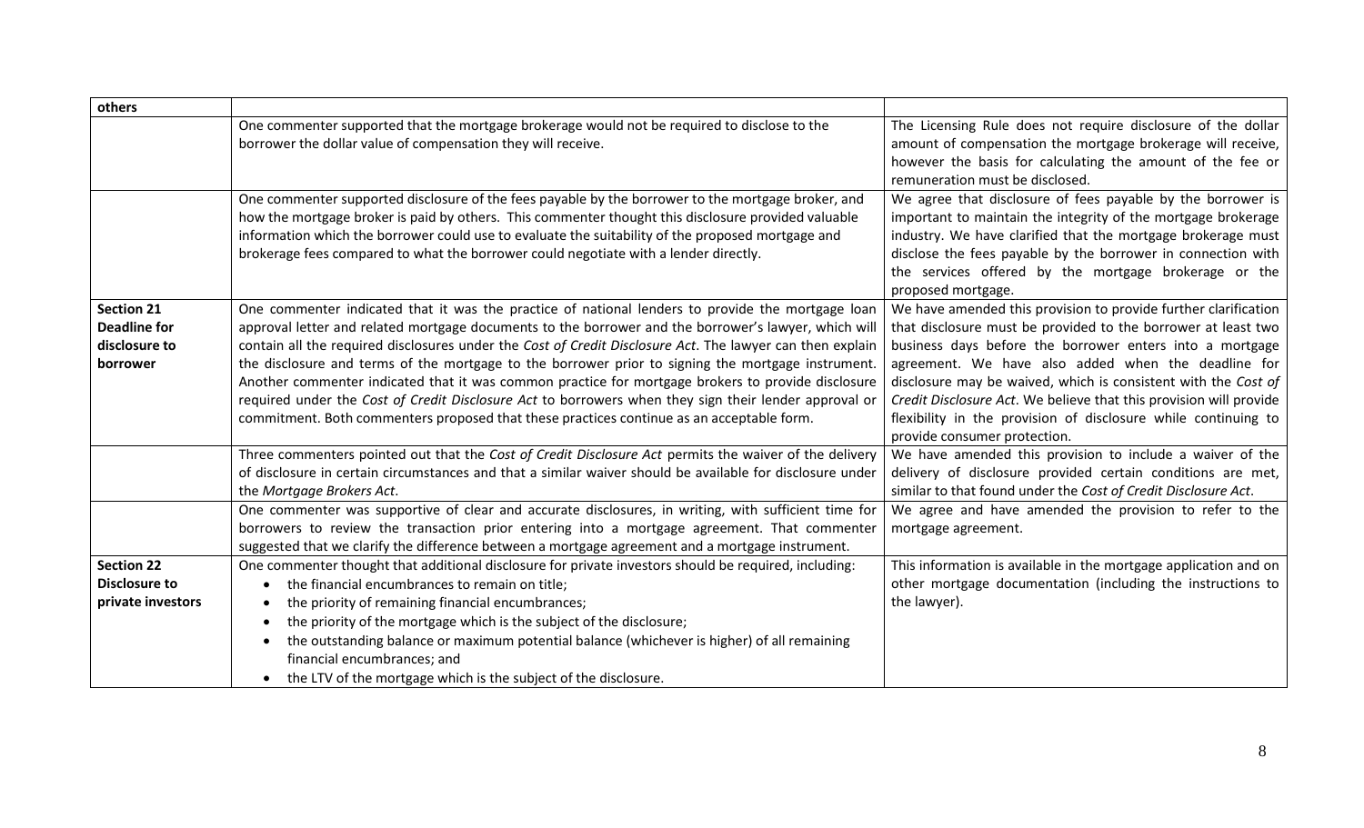| others | | |
|---|---|---|
| | One commenter supported that the mortgage brokerage would not be required to disclose to the borrower the dollar value of compensation they will receive. | The Licensing Rule does not require disclosure of the dollar amount of compensation the mortgage brokerage will receive, however the basis for calculating the amount of the fee or remuneration must be disclosed. |
| | One commenter supported disclosure of the fees payable by the borrower to the mortgage broker, and how the mortgage broker is paid by others. This commenter thought this disclosure provided valuable information which the borrower could use to evaluate the suitability of the proposed mortgage and brokerage fees compared to what the borrower could negotiate with a lender directly. | We agree that disclosure of fees payable by the borrower is important to maintain the integrity of the mortgage brokerage industry. We have clarified that the mortgage brokerage must disclose the fees payable by the borrower in connection with the services offered by the mortgage brokerage or the proposed mortgage. |
| **Section 21 Deadline for disclosure to borrower** | One commenter indicated that it was the practice of national lenders to provide the mortgage loan approval letter and related mortgage documents to the borrower and the borrower's lawyer, which will contain all the required disclosures under the *Cost of Credit Disclosure Act*. The lawyer can then explain the disclosure and terms of the mortgage to the borrower prior to signing the mortgage instrument. Another commenter indicated that it was common practice for mortgage brokers to provide disclosure required under the *Cost of Credit Disclosure Act* to borrowers when they sign their lender approval or commitment. Both commenters proposed that these practices continue as an acceptable form. | We have amended this provision to provide further clarification that disclosure must be provided to the borrower at least two business days before the borrower enters into a mortgage agreement. We have also added when the deadline for disclosure may be waived, which is consistent with the *Cost of Credit Disclosure Act*. We believe that this provision will provide flexibility in the provision of disclosure while continuing to provide consumer protection. |
| | Three commenters pointed out that the *Cost of Credit Disclosure Act* permits the waiver of the delivery of disclosure in certain circumstances and that a similar waiver should be available for disclosure under the *Mortgage Brokers Act*. | We have amended this provision to include a waiver of the delivery of disclosure provided certain conditions are met, similar to that found under the *Cost of Credit Disclosure Act*. |
| | One commenter was supportive of clear and accurate disclosures, in writing, with sufficient time for borrowers to review the transaction prior entering into a mortgage agreement. That commenter suggested that we clarify the difference between a mortgage agreement and a mortgage instrument. | We agree and have amended the provision to refer to the mortgage agreement. |
| **Section 22 Disclosure to private investors** | One commenter thought that additional disclosure for private investors should be required, including:<br>• the financial encumbrances to remain on title;<br>• the priority of remaining financial encumbrances;<br>• the priority of the mortgage which is the subject of the disclosure;<br>• the outstanding balance or maximum potential balance (whichever is higher) of all remaining financial encumbrances; and<br>• the LTV of the mortgage which is the subject of the disclosure. | This information is available in the mortgage application and on other mortgage documentation (including the instructions to the lawyer). |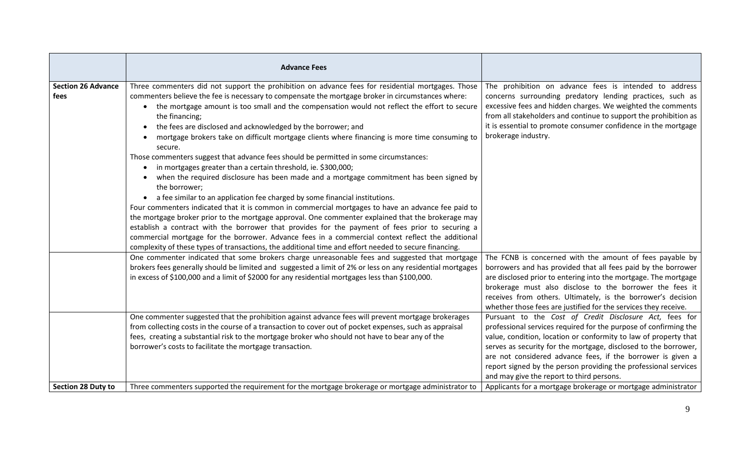| | **Advance Fees** | |
|---|---|---|
| **Section 26 Advance fees** | Three commenters did not support the prohibition on advance fees for residential mortgages. Those commenters believe the fee is necessary to compensate the mortgage broker in circumstances where:<br>• the mortgage amount is too small and the compensation would not reflect the effort to secure the financing;<br>• the fees are disclosed and acknowledged by the borrower; and<br>• mortgage brokers take on difficult mortgage clients where financing is more time consuming to secure.<br>Those commenters suggest that advance fees should be permitted in some circumstances:<br>• in mortgages greater than a certain threshold, ie. $300,000;<br>• when the required disclosure has been made and a mortgage commitment has been signed by the borrower;<br>• a fee similar to an application fee charged by some financial institutions.<br>Four commenters indicated that it is common in commercial mortgages to have an advance fee paid to the mortgage broker prior to the mortgage approval. One commenter explained that the brokerage may establish a contract with the borrower that provides for the payment of fees prior to securing a commercial mortgage for the borrower. Advance fees in a commercial context reflect the additional complexity of these types of transactions, the additional time and effort needed to secure financing. | The prohibition on advance fees is intended to address concerns surrounding predatory lending practices, such as excessive fees and hidden charges. We weighted the comments from all stakeholders and continue to support the prohibition as it is essential to promote consumer confidence in the mortgage brokerage industry. |
| | One commenter indicated that some brokers charge unreasonable fees and suggested that mortgage brokers fees generally should be limited and suggested a limit of 2% or less on any residential mortgages in excess of $100,000 and a limit of $2000 for any residential mortgages less than $100,000. | The FCNB is concerned with the amount of fees payable by borrowers and has provided that all fees paid by the borrower are disclosed prior to entering into the mortgage. The mortgage brokerage must also disclose to the borrower the fees it receives from others. Ultimately, is the borrower's decision whether those fees are justified for the services they receive. |
| | One commenter suggested that the prohibition against advance fees will prevent mortgage brokerages from collecting costs in the course of a transaction to cover out of pocket expenses, such as appraisal fees, creating a substantial risk to the mortgage broker who should not have to bear any of the borrower's costs to facilitate the mortgage transaction. | Pursuant to the *Cost of Credit Disclosure Act,* fees for professional services required for the purpose of confirming the value, condition, location or conformity to law of property that serves as security for the mortgage, disclosed to the borrower, are not considered advance fees, if the borrower is given a report signed by the person providing the professional services and may give the report to third persons. |
| **Section 28 Duty to** | Three commenters supported the requirement for the mortgage brokerage or mortgage administrator to | Applicants for a mortgage brokerage or mortgage administrator |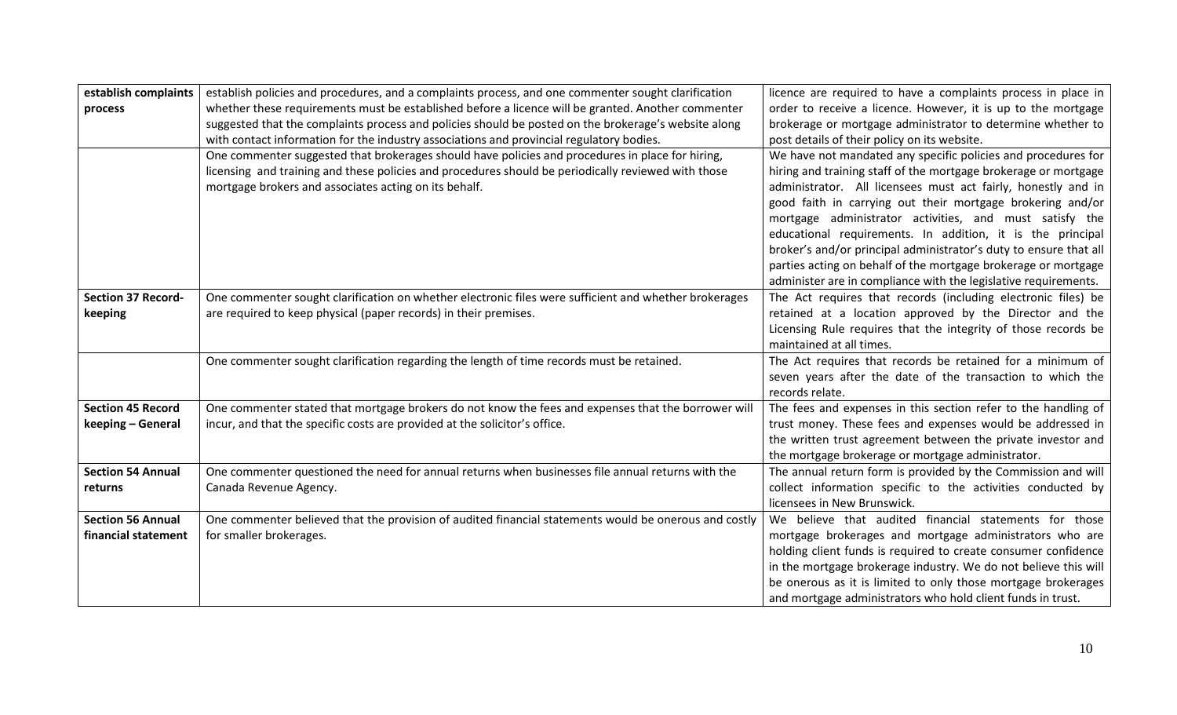| | | |
|---|---|---|
| **establish complaints process** | establish policies and procedures, and a complaints process, and one commenter sought clarification whether these requirements must be established before a licence will be granted. Another commenter suggested that the complaints process and policies should be posted on the brokerage's website along with contact information for the industry associations and provincial regulatory bodies. | licence are required to have a complaints process in place in order to receive a licence. However, it is up to the mortgage brokerage or mortgage administrator to determine whether to post details of their policy on its website. |
| | One commenter suggested that brokerages should have policies and procedures in place for hiring, licensing and training and these policies and procedures should be periodically reviewed with those mortgage brokers and associates acting on its behalf. | We have not mandated any specific policies and procedures for hiring and training staff of the mortgage brokerage or mortgage administrator. All licensees must act fairly, honestly and in good faith in carrying out their mortgage brokering and/or mortgage administrator activities, and must satisfy the educational requirements. In addition, it is the principal broker's and/or principal administrator's duty to ensure that all parties acting on behalf of the mortgage brokerage or mortgage administer are in compliance with the legislative requirements. |
| **Section 37 Record-keeping** | One commenter sought clarification on whether electronic files were sufficient and whether brokerages are required to keep physical (paper records) in their premises. | The Act requires that records (including electronic files) be retained at a location approved by the Director and the Licensing Rule requires that the integrity of those records be maintained at all times. |
| | One commenter sought clarification regarding the length of time records must be retained. | The Act requires that records be retained for a minimum of seven years after the date of the transaction to which the records relate. |
| **Section 45 Record keeping – General** | One commenter stated that mortgage brokers do not know the fees and expenses that the borrower will incur, and that the specific costs are provided at the solicitor's office. | The fees and expenses in this section refer to the handling of trust money. These fees and expenses would be addressed in the written trust agreement between the private investor and the mortgage brokerage or mortgage administrator. |
| **Section 54 Annual returns** | One commenter questioned the need for annual returns when businesses file annual returns with the Canada Revenue Agency. | The annual return form is provided by the Commission and will collect information specific to the activities conducted by licensees in New Brunswick. |
| **Section 56 Annual financial statement** | One commenter believed that the provision of audited financial statements would be onerous and costly for smaller brokerages. | We believe that audited financial statements for those mortgage brokerages and mortgage administrators who are holding client funds is required to create consumer confidence in the mortgage brokerage industry. We do not believe this will be onerous as it is limited to only those mortgage brokerages and mortgage administrators who hold client funds in trust. |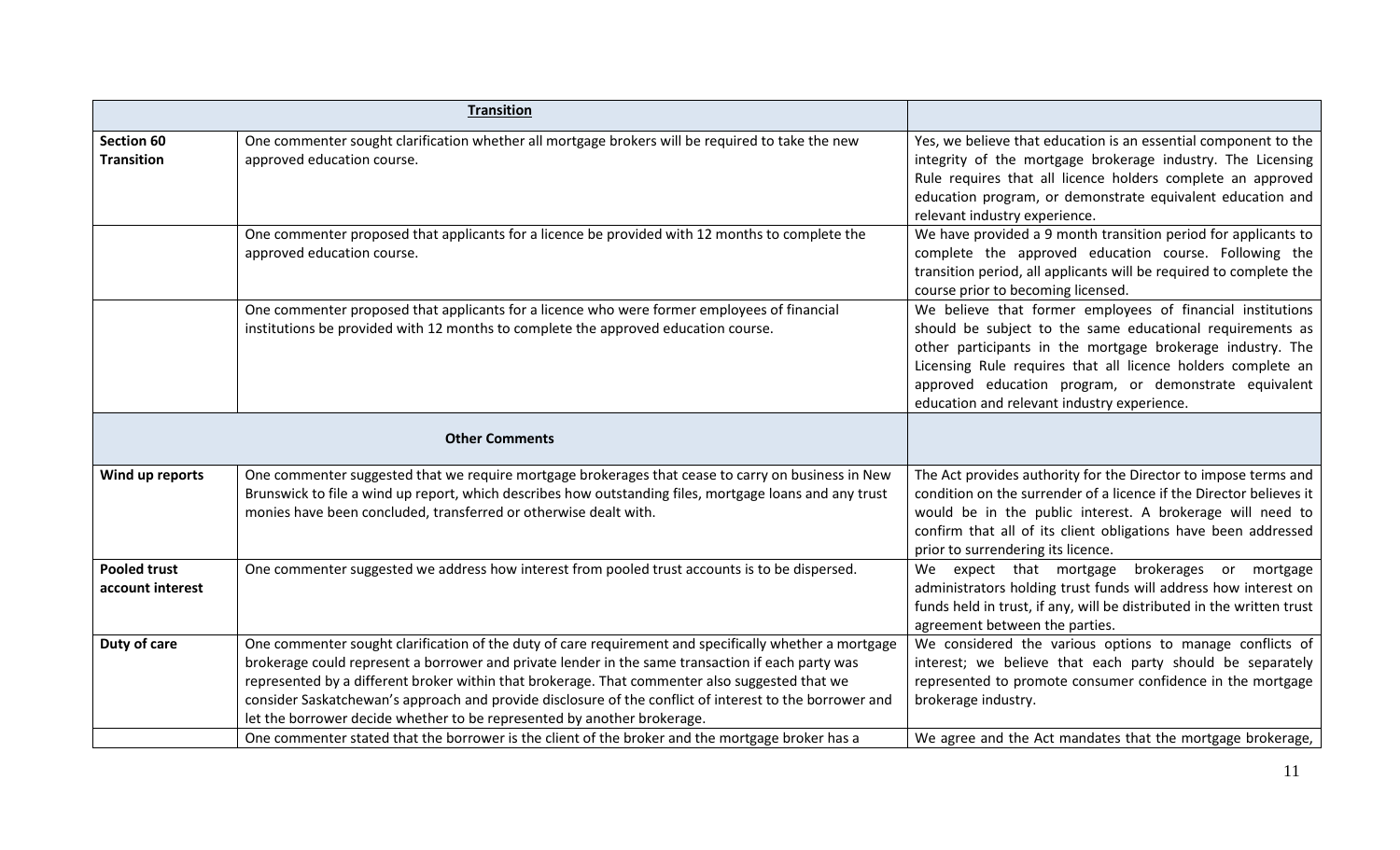| **Transition** | | |
|---|---|---|
| **Section 60 Transition** | One commenter sought clarification whether all mortgage brokers will be required to take the new approved education course. | Yes, we believe that education is an essential component to the integrity of the mortgage brokerage industry. The Licensing Rule requires that all licence holders complete an approved education program, or demonstrate equivalent education and relevant industry experience. |
| | One commenter proposed that applicants for a licence be provided with 12 months to complete the approved education course. | We have provided a 9 month transition period for applicants to complete the approved education course. Following the transition period, all applicants will be required to complete the course prior to becoming licensed. |
| | One commenter proposed that applicants for a licence who were former employees of financial institutions be provided with 12 months to complete the approved education course. | We believe that former employees of financial institutions should be subject to the same educational requirements as other participants in the mortgage brokerage industry. The Licensing Rule requires that all licence holders complete an approved education program, or demonstrate equivalent education and relevant industry experience. |
| **Other Comments** | | |
| **Wind up reports** | One commenter suggested that we require mortgage brokerages that cease to carry on business in New Brunswick to file a wind up report, which describes how outstanding files, mortgage loans and any trust monies have been concluded, transferred or otherwise dealt with. | The Act provides authority for the Director to impose terms and condition on the surrender of a licence if the Director believes it would be in the public interest. A brokerage will need to confirm that all of its client obligations have been addressed prior to surrendering its licence. |
| **Pooled trust account interest** | One commenter suggested we address how interest from pooled trust accounts is to be dispersed. | We expect that mortgage brokerages or mortgage administrators holding trust funds will address how interest on funds held in trust, if any, will be distributed in the written trust agreement between the parties. |
| **Duty of care** | One commenter sought clarification of the duty of care requirement and specifically whether a mortgage brokerage could represent a borrower and private lender in the same transaction if each party was represented by a different broker within that brokerage. That commenter also suggested that we consider Saskatchewan's approach and provide disclosure of the conflict of interest to the borrower and let the borrower decide whether to be represented by another brokerage. | We considered the various options to manage conflicts of interest; we believe that each party should be separately represented to promote consumer confidence in the mortgage brokerage industry. |
| | One commenter stated that the borrower is the client of the broker and the mortgage broker has a | We agree and the Act mandates that the mortgage brokerage, |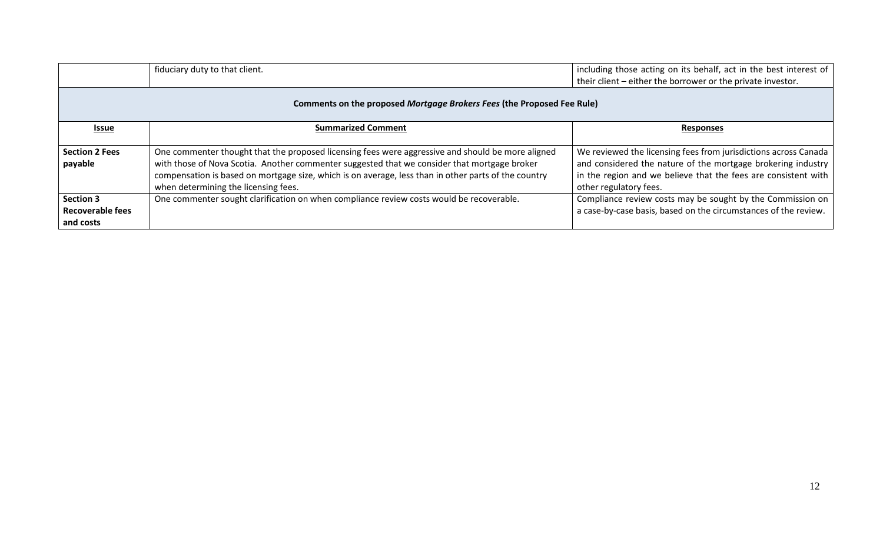| | fiduciary duty to that client. | including those acting on its behalf, act in the best interest of their client – either the borrower or the private investor. |
|---|---|---|

**Comments on the proposed *Mortgage Brokers Fees* (the Proposed Fee Rule)**

| Issue | Summarized Comment | Responses |
|---|---|---|
| **Section 2 Fees payable** | One commenter thought that the proposed licensing fees were aggressive and should be more aligned with those of Nova Scotia. Another commenter suggested that we consider that mortgage broker compensation is based on mortgage size, which is on average, less than in other parts of the country when determining the licensing fees. | We reviewed the licensing fees from jurisdictions across Canada and considered the nature of the mortgage brokering industry in the region and we believe that the fees are consistent with other regulatory fees. |
| **Section 3 Recoverable fees and costs** | One commenter sought clarification on when compliance review costs would be recoverable. | Compliance review costs may be sought by the Commission on a case-by-case basis, based on the circumstances of the review. |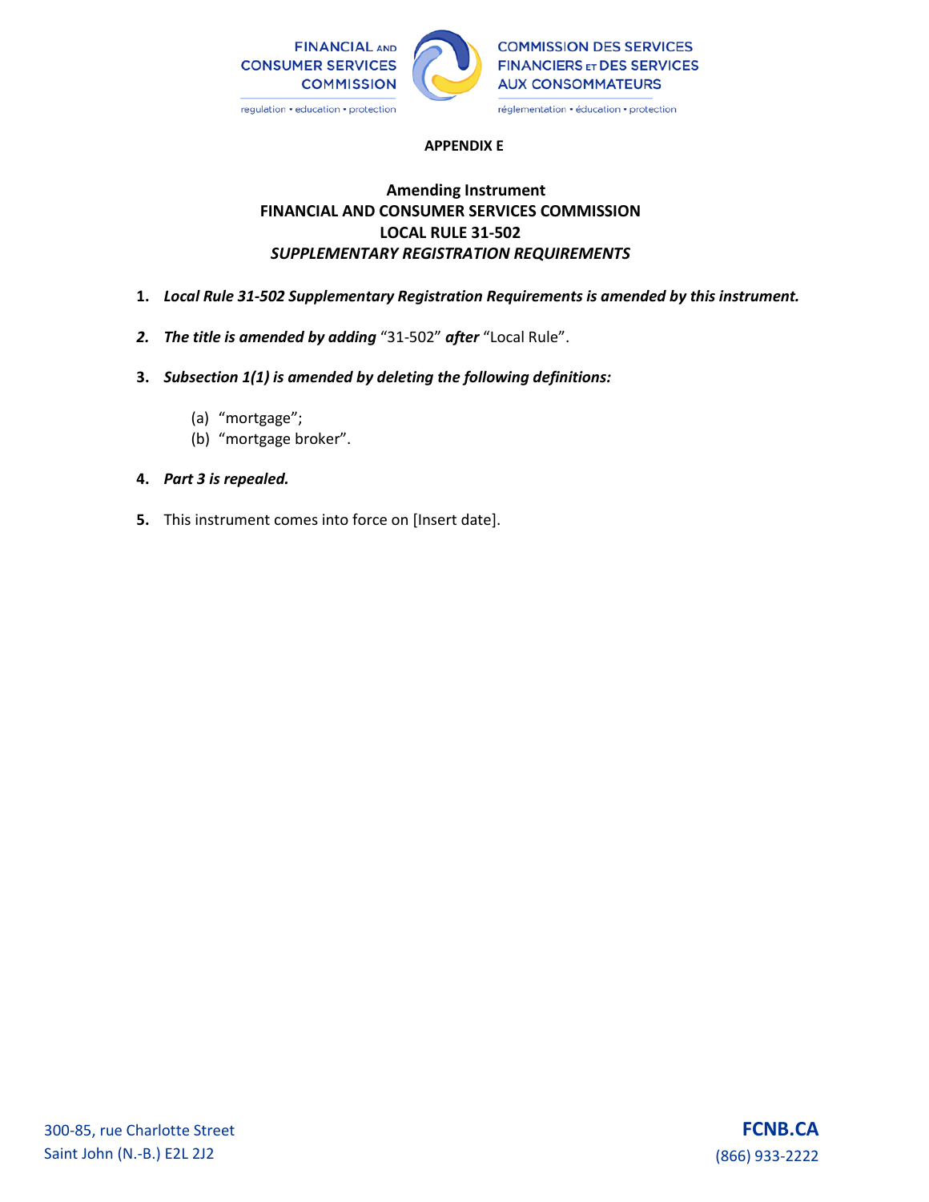**APPENDIX E**

**Amending Instrument**
**FINANCIAL AND CONSUMER SERVICES COMMISSION**
**LOCAL RULE 31-502**
***SUPPLEMENTARY REGISTRATION REQUIREMENTS***

1. ***Local Rule 31-502 Supplementary Registration Requirements is amended by this instrument.***

2. ***The title is amended by adding*** "31-502" ***after*** "Local Rule".

3. ***Subsection 1(1) is amended by deleting the following definitions:***

   (a) "mortgage";
   (b) "mortgage broker".

4. ***Part 3 is repealed.***

5. This instrument comes into force on [Insert date].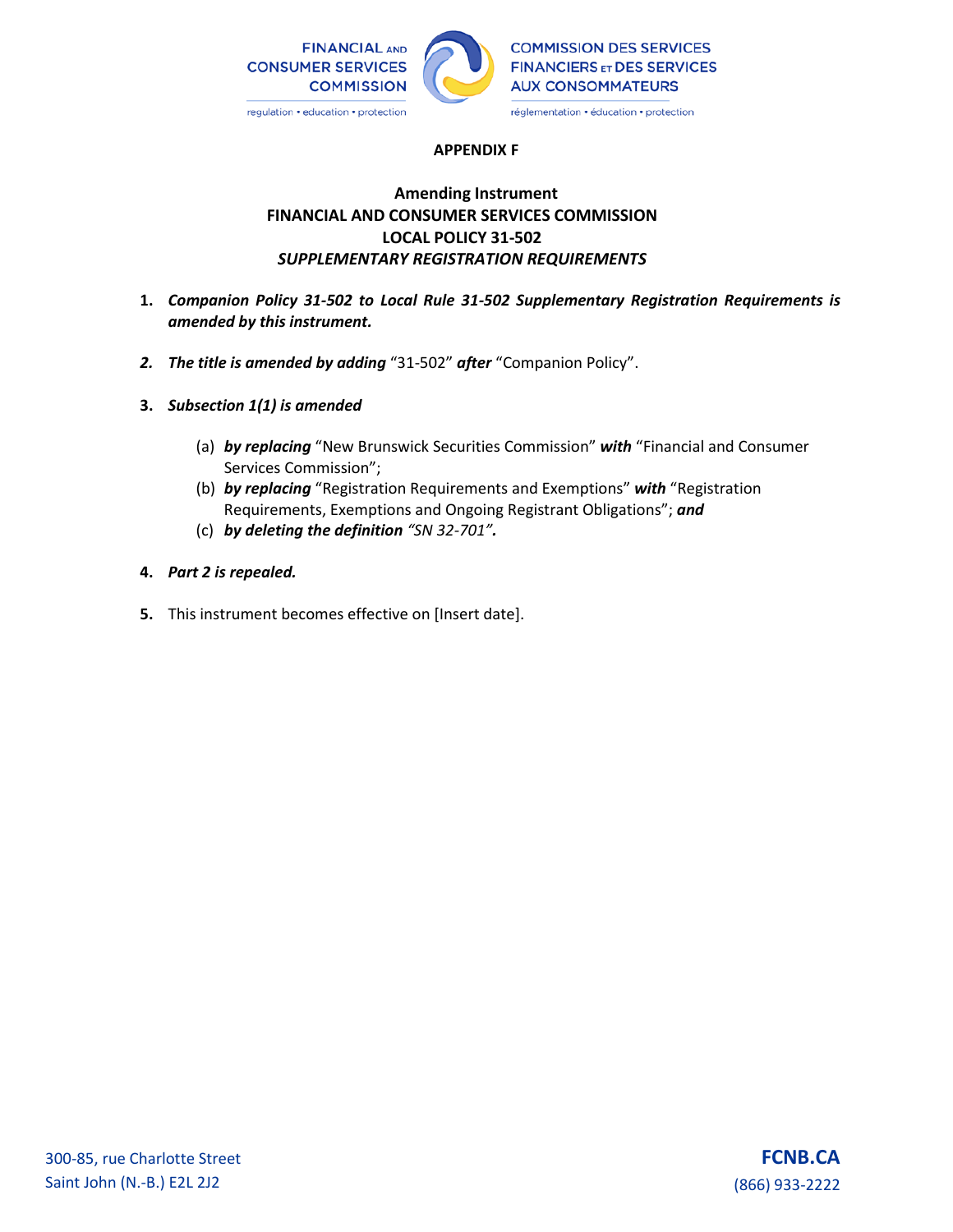**APPENDIX F**

**Amending Instrument**
**FINANCIAL AND CONSUMER SERVICES COMMISSION**
**LOCAL POLICY 31-502**
***SUPPLEMENTARY REGISTRATION REQUIREMENTS***

1. ***Companion Policy 31-502 to Local Rule 31-502 Supplementary Registration Requirements is amended by this instrument.***

2. ***The title is amended by adding*** "31-502" ***after*** "Companion Policy".

3. ***Subsection 1(1) is amended***

   (a) ***by replacing*** "New Brunswick Securities Commission" ***with*** "Financial and Consumer Services Commission";
   (b) ***by replacing*** "Registration Requirements and Exemptions" ***with*** "Registration Requirements, Exemptions and Ongoing Registrant Obligations"; ***and***
   (c) ***by deleting the definition "SN 32-701".***

4. ***Part 2 is repealed.***

5. This instrument becomes effective on [Insert date].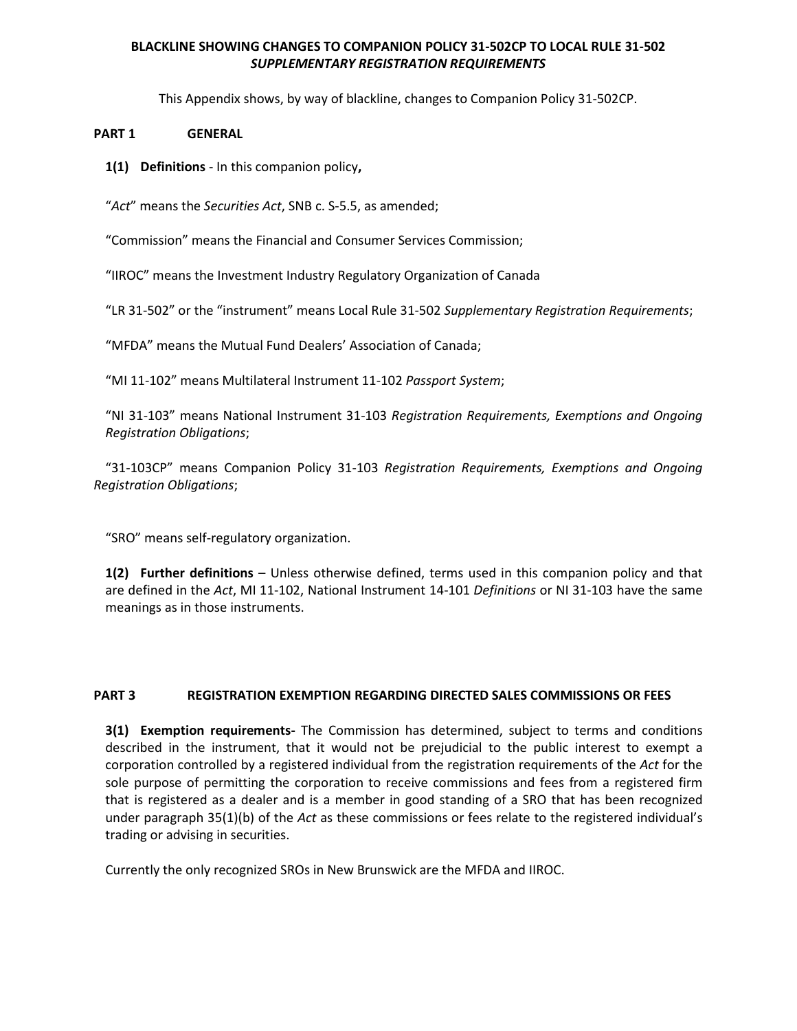**BLACKLINE SHOWING CHANGES TO COMPANION POLICY 31-502CP TO LOCAL RULE 31-502**
***SUPPLEMENTARY REGISTRATION REQUIREMENTS***

This Appendix shows, by way of blackline, changes to Companion Policy 31-502CP.

## PART 1 GENERAL

**1(1) Definitions** - In this companion policy**,**

"*Act*" means the *Securities Act*, SNB c. S-5.5, as amended;

"Commission" means the Financial and Consumer Services Commission;

"IIROC" means the Investment Industry Regulatory Organization of Canada

"LR 31-502" or the "instrument" means Local Rule 31-502 *Supplementary Registration Requirements*;

"MFDA" means the Mutual Fund Dealers' Association of Canada;

"MI 11-102" means Multilateral Instrument 11-102 *Passport System*;

"NI 31-103" means National Instrument 31-103 *Registration Requirements, Exemptions and Ongoing Registration Obligations*;

"31-103CP" means Companion Policy 31-103 *Registration Requirements, Exemptions and Ongoing Registration Obligations*;

"SRO" means self-regulatory organization.

**1(2) Further definitions** – Unless otherwise defined, terms used in this companion policy and that are defined in the *Act*, MI 11-102, National Instrument 14-101 *Definitions* or NI 31-103 have the same meanings as in those instruments.

## PART 3 REGISTRATION EXEMPTION REGARDING DIRECTED SALES COMMISSIONS OR FEES

**3(1) Exemption requirements-** The Commission has determined, subject to terms and conditions described in the instrument, that it would not be prejudicial to the public interest to exempt a corporation controlled by a registered individual from the registration requirements of the *Act* for the sole purpose of permitting the corporation to receive commissions and fees from a registered firm that is registered as a dealer and is a member in good standing of a SRO that has been recognized under paragraph 35(1)(b) of the *Act* as these commissions or fees relate to the registered individual's trading or advising in securities.

Currently the only recognized SROs in New Brunswick are the MFDA and IIROC.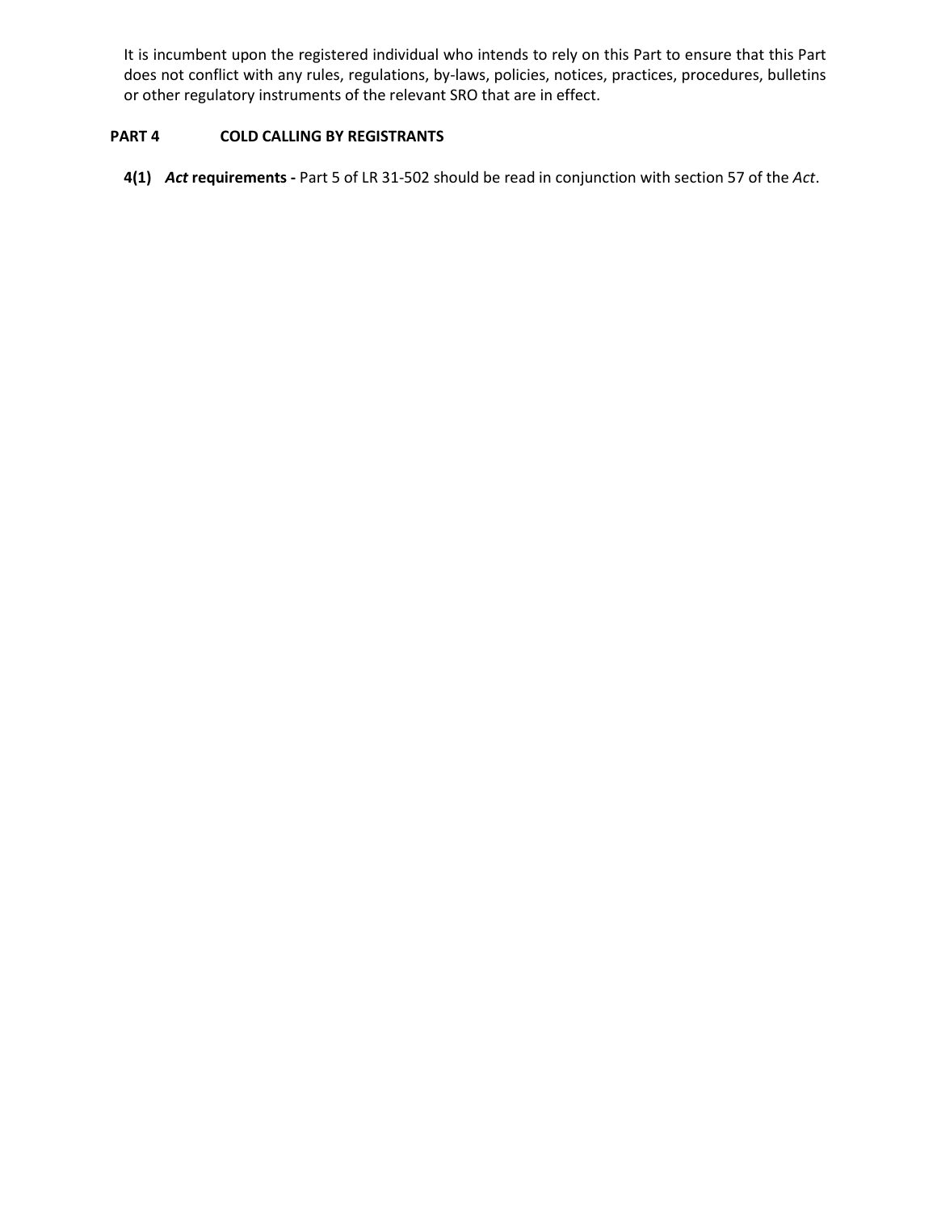It is incumbent upon the registered individual who intends to rely on this Part to ensure that this Part does not conflict with any rules, regulations, by-laws, policies, notices, practices, procedures, bulletins or other regulatory instruments of the relevant SRO that are in effect.

## PART 4 COLD CALLING BY REGISTRANTS

**4(1)** ***Act* requirements -** Part 5 of LR 31-502 should be read in conjunction with section 57 of the *Act*.